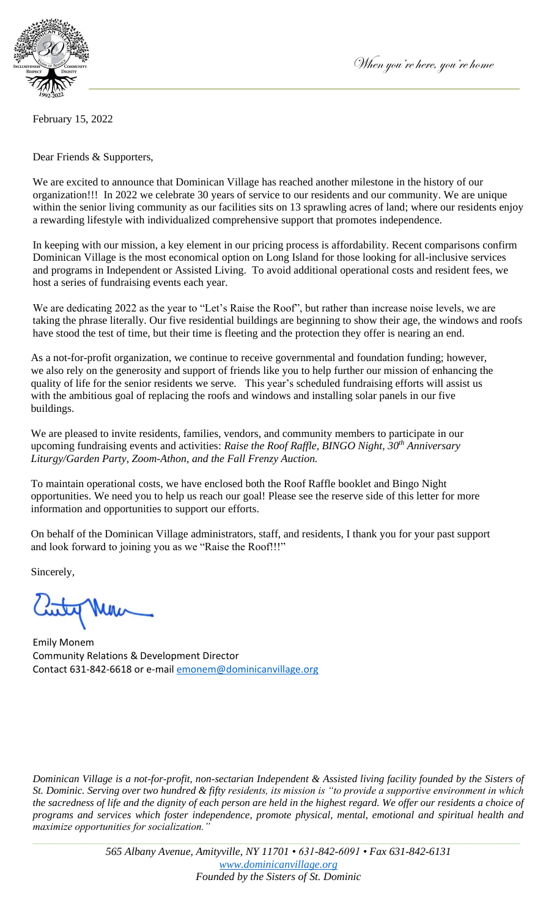*When you're here, you're home*

February 15, 2022

Dear Friends & Supporters,

We are excited to announce that Dominican Village has reached another milestone in the history of our organization!!! In 2022 we celebrate 30 years of service to our residents and our community. We are unique within the senior living community as our facilities sits on 13 sprawling acres of land; where our residents enjoy a rewarding lifestyle with individualized comprehensive support that promotes independence.

In keeping with our mission, a key element in our pricing process is affordability. Recent comparisons confirm Dominican Village is the most economical option on Long Island for those looking for all-inclusive services and programs in Independent or Assisted Living. To avoid additional operational costs and resident fees, we host a series of fundraising events each year.

We are dedicating 2022 as the year to "Let's Raise the Roof", but rather than increase noise levels, we are taking the phrase literally. Our five residential buildings are beginning to show their age, the windows and roofs have stood the test of time, but their time is fleeting and the protection they offer is nearing an end.

As a not-for-profit organization, we continue to receive governmental and foundation funding; however, we also rely on the generosity and support of friends like you to help further our mission of enhancing the quality of life for the senior residents we serve. This year's scheduled fundraising efforts will assist us with the ambitious goal of replacing the roofs and windows and installing solar panels in our five buildings.

We are pleased to invite residents, families, vendors, and community members to participate in our upcoming fundraising events and activities: *Raise the Roof Raffle, BINGO Night, 30th Anniversary Liturgy/Garden Party, Zoom-Athon, and the Fall Frenzy Auction.*

To maintain operational costs, we have enclosed both the Roof Raffle booklet and Bingo Night opportunities. We need you to help us reach our goal! Please see the reserve side of this letter for more information and opportunities to support our efforts.

On behalf of the Dominican Village administrators, staff, and residents, I thank you for your past support and look forward to joining you as we "Raise the Roof!!!"

Sincerely,

Emily Monem
Community Relations & Development Director
Contact 631-842-6618 or e-mail emonem@dominicanvillage.org

*Dominican Village is a not-for-profit, non-sectarian Independent & Assisted living facility founded by the Sisters of St. Dominic. Serving over two hundred & fifty residents, its mission is "to provide a supportive environment in which the sacredness of life and the dignity of each person are held in the highest regard. We offer our residents a choice of programs and services which foster independence, promote physical, mental, emotional and spiritual health and maximize opportunities for socialization."*

*565 Albany Avenue, Amityville, NY 11701 • 631-842-6091 • Fax 631-842-6131*
*www.dominicanvillage.org*
*Founded by the Sisters of St. Dominic*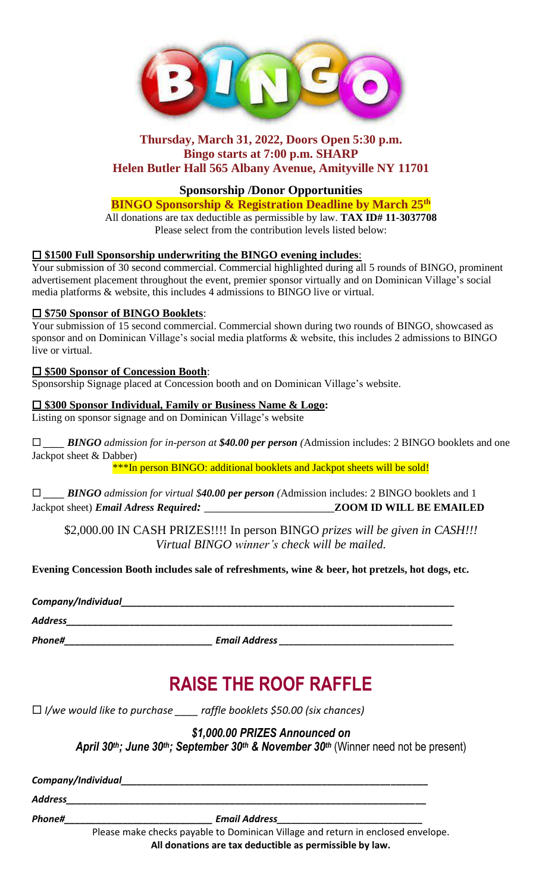# BINGO

**Thursday, March 31, 2022, Doors Open 5:30 p.m.**
**Bingo starts at 7:00 p.m. SHARP**
**Helen Butler Hall 565 Albany Avenue, Amityville NY 11701**

## Sponsorship /Donor Opportunities

**BINGO Sponsorship & Registration Deadline by March 25th**

All donations are tax deductible as permissible by law. **TAX ID# 11-3037708**
Please select from the contribution levels listed below:

☐ **$1500 Full Sponsorship underwriting the BINGO evening includes**:
Your submission of 30 second commercial. Commercial highlighted during all 5 rounds of BINGO, prominent advertisement placement throughout the event, premier sponsor virtually and on Dominican Village's social media platforms & website, this includes 4 admissions to BINGO live or virtual.

☐ **$750 Sponsor of BINGO Booklets**:
Your submission of 15 second commercial. Commercial shown during two rounds of BINGO, showcased as sponsor and on Dominican Village's social media platforms & website, this includes 2 admissions to BINGO live or virtual.

☐ **$500 Sponsor of Concession Booth**:
Sponsorship Signage placed at Concession booth and on Dominican Village's website.

☐ **$300 Sponsor Individual, Family or Business Name & Logo:**
Listing on sponsor signage and on Dominican Village's website

☐ ____ ***BINGO** admission for in-person at **$40.00 per person*** *(*Admission includes: 2 BINGO booklets and one Jackpot sheet & Dabber)

\*\*\*In person BINGO: additional booklets and Jackpot sheets will be sold!

☐ ____ ***BINGO** admission for virtual $**40.00 per person*** *(*Admission includes: 2 BINGO booklets and 1 Jackpot sheet) ***Email Adress Required:*** ________________________**ZOOM ID WILL BE EMAILED**

$2,000.00 IN CASH PRIZES!!!! In person BINGO *prizes will be given in CASH!!!*
*Virtual BINGO winner's check will be mailed.*

**Evening Concession Booth includes sale of refreshments, wine & beer, hot pretzels, hot dogs, etc.**

***Company/Individual***________________________________________________________________

***Address***________________________________________________________________________

***Phone#***____________________________ ***Email Address*** __________________________________

# RAISE THE ROOF RAFFLE

☐ *I/we would like to purchase ____ raffle booklets $50.00 (six chances)*

***$1,000.00 PRIZES Announced on***
***April 30th; June 30th; September 30th & November 30th*** (Winner need not be present)

***Company/Individual***____________________________________________________________

***Address***____________________________________________________________________

***Phone#***____________________________ ***Email Address***____________________________

Please make checks payable to Dominican Village and return in enclosed envelope.
**All donations are tax deductible as permissible by law.**